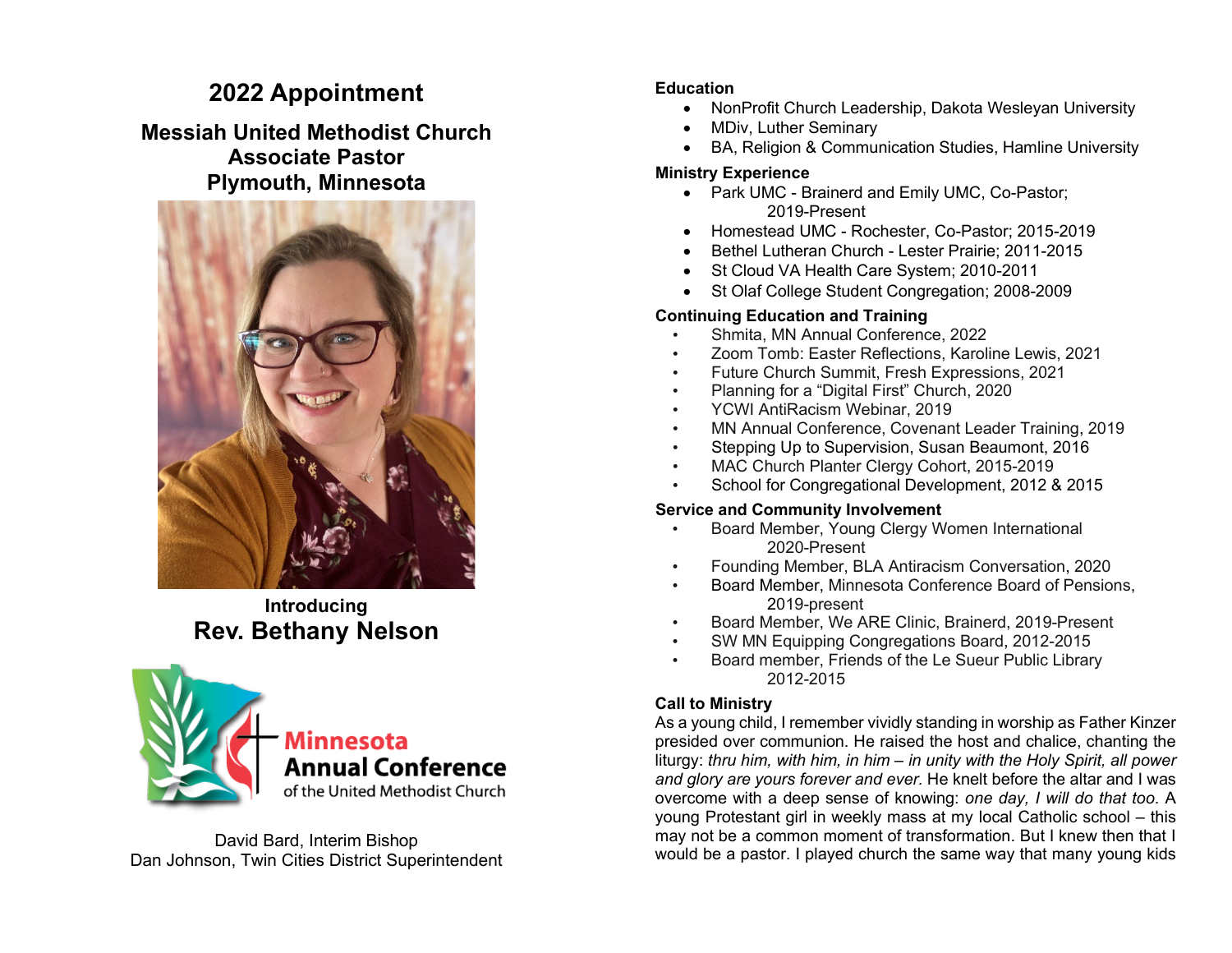# 2022 Appointment

## Messiah United Methodist Church
## Associate Pastor
## Plymouth, Minnesota

**Introducing**

## Rev. Bethany Nelson

**Minnesota Annual Conference** of the United Methodist Church

David Bard, Interim Bishop
Dan Johnson, Twin Cities District Superintendent

### Education

- NonProfit Church Leadership, Dakota Wesleyan University
- MDiv, Luther Seminary
- BA, Religion & Communication Studies, Hamline University

### Ministry Experience

- Park UMC - Brainerd and Emily UMC, Co-Pastor; 2019-Present
- Homestead UMC - Rochester, Co-Pastor; 2015-2019
- Bethel Lutheran Church - Lester Prairie; 2011-2015
- St Cloud VA Health Care System; 2010-2011
- St Olaf College Student Congregation; 2008-2009

### Continuing Education and Training

- Shmita, MN Annual Conference, 2022
- Zoom Tomb: Easter Reflections, Karoline Lewis, 2021
- Future Church Summit, Fresh Expressions, 2021
- Planning for a "Digital First" Church, 2020
- YCWI AntiRacism Webinar, 2019
- MN Annual Conference, Covenant Leader Training, 2019
- Stepping Up to Supervision, Susan Beaumont, 2016
- MAC Church Planter Clergy Cohort, 2015-2019
- School for Congregational Development, 2012 & 2015

### Service and Community Involvement

- Board Member, Young Clergy Women International 2020-Present
- Founding Member, BLA Antiracism Conversation, 2020
- Board Member, Minnesota Conference Board of Pensions, 2019-present
- Board Member, We ARE Clinic, Brainerd, 2019-Present
- SW MN Equipping Congregations Board, 2012-2015
- Board member, Friends of the Le Sueur Public Library 2012-2015

### Call to Ministry

As a young child, I remember vividly standing in worship as Father Kinzer presided over communion. He raised the host and chalice, chanting the liturgy: *thru him, with him, in him – in unity with the Holy Spirit, all power and glory are yours forever and ever.* He knelt before the altar and I was overcome with a deep sense of knowing: *one day, I will do that too*. A young Protestant girl in weekly mass at my local Catholic school – this may not be a common moment of transformation. But I knew then that I would be a pastor. I played church the same way that many young kids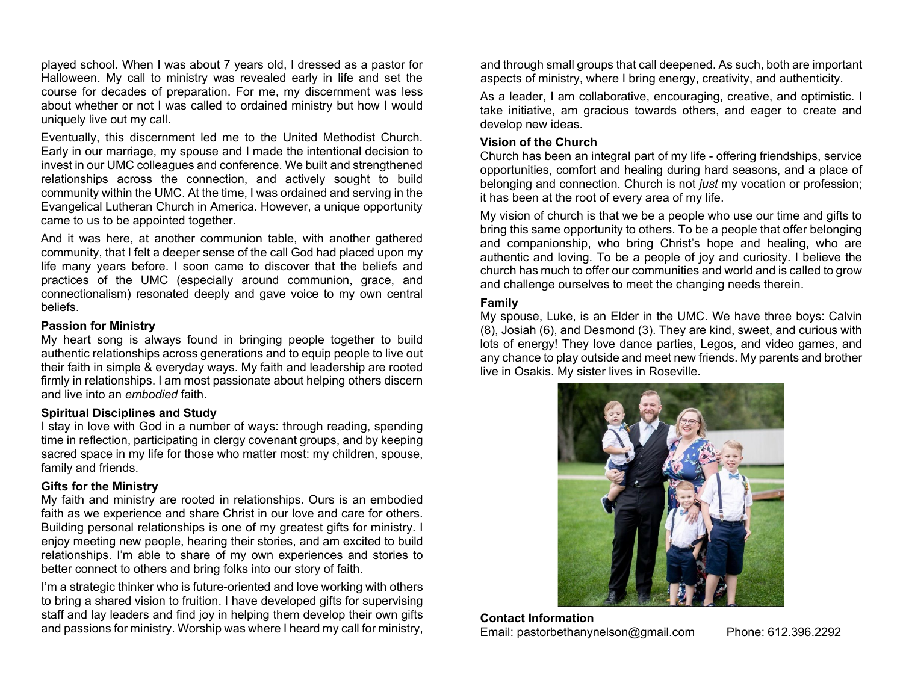played school. When I was about 7 years old, I dressed as a pastor for Halloween. My call to ministry was revealed early in life and set the course for decades of preparation. For me, my discernment was less about whether or not I was called to ordained ministry but how I would uniquely live out my call.

Eventually, this discernment led me to the United Methodist Church. Early in our marriage, my spouse and I made the intentional decision to invest in our UMC colleagues and conference. We built and strengthened relationships across the connection, and actively sought to build community within the UMC. At the time, I was ordained and serving in the Evangelical Lutheran Church in America. However, a unique opportunity came to us to be appointed together.

And it was here, at another communion table, with another gathered community, that I felt a deeper sense of the call God had placed upon my life many years before. I soon came to discover that the beliefs and practices of the UMC (especially around communion, grace, and connectionalism) resonated deeply and gave voice to my own central beliefs.

**Passion for Ministry**

My heart song is always found in bringing people together to build authentic relationships across generations and to equip people to live out their faith in simple & everyday ways. My faith and leadership are rooted firmly in relationships. I am most passionate about helping others discern and live into an *embodied* faith.

**Spiritual Disciplines and Study**

I stay in love with God in a number of ways: through reading, spending time in reflection, participating in clergy covenant groups, and by keeping sacred space in my life for those who matter most: my children, spouse, family and friends.

**Gifts for the Ministry**

My faith and ministry are rooted in relationships. Ours is an embodied faith as we experience and share Christ in our love and care for others. Building personal relationships is one of my greatest gifts for ministry. I enjoy meeting new people, hearing their stories, and am excited to build relationships. I'm able to share of my own experiences and stories to better connect to others and bring folks into our story of faith.

I'm a strategic thinker who is future-oriented and love working with others to bring a shared vision to fruition. I have developed gifts for supervising staff and lay leaders and find joy in helping them develop their own gifts and passions for ministry. Worship was where I heard my call for ministry, and through small groups that call deepened. As such, both are important aspects of ministry, where I bring energy, creativity, and authenticity.

As a leader, I am collaborative, encouraging, creative, and optimistic. I take initiative, am gracious towards others, and eager to create and develop new ideas.

**Vision of the Church**

Church has been an integral part of my life - offering friendships, service opportunities, comfort and healing during hard seasons, and a place of belonging and connection. Church is not *just* my vocation or profession; it has been at the root of every area of my life.

My vision of church is that we be a people who use our time and gifts to bring this same opportunity to others. To be a people that offer belonging and companionship, who bring Christ's hope and healing, who are authentic and loving. To be a people of joy and curiosity. I believe the church has much to offer our communities and world and is called to grow and challenge ourselves to meet the changing needs therein.

**Family**

My spouse, Luke, is an Elder in the UMC. We have three boys: Calvin (8), Josiah (6), and Desmond (3). They are kind, sweet, and curious with lots of energy! They love dance parties, Legos, and video games, and any chance to play outside and meet new friends. My parents and brother live in Osakis. My sister lives in Roseville.

**Contact Information**

Email: pastorbethanynelson@gmail.com Phone: 612.396.2292